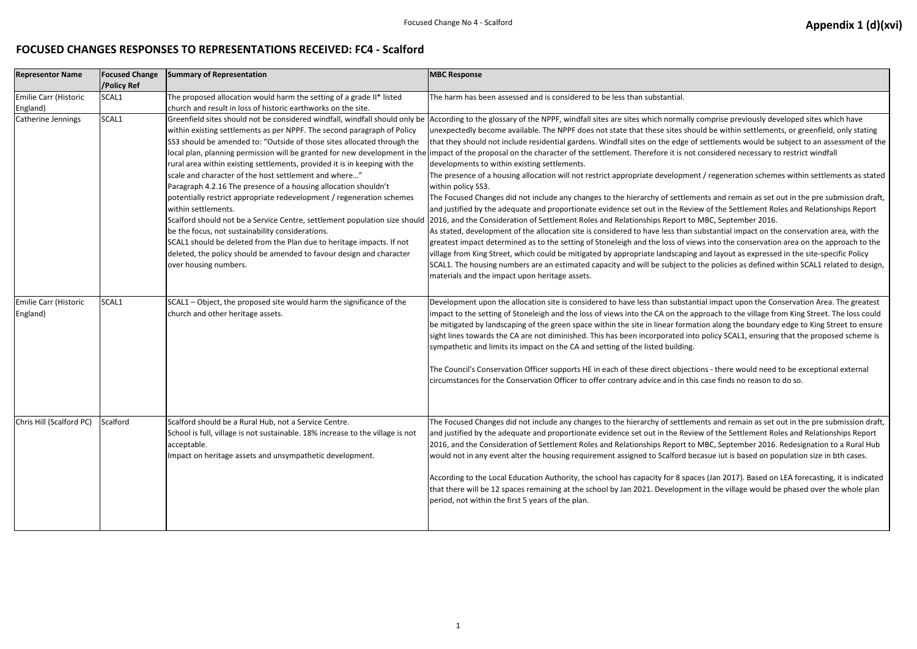# FOCUSED CHANGES RESPONSES TO REPRESENTATIONS RECEIVED: FC4 - Scalford

| Representor Name | Focused Change /Policy Ref | Summary of Representation | MBC Response |
|---|---|---|---|
| Emilie Carr (Historic England) | SCAL1 | The proposed allocation would harm the setting of a grade II* listed church and result in loss of historic earthworks on the site. | The harm has been assessed and is considered to be less than substantial. |
| Catherine Jennings | SCAL1 | Greenfield sites should not be considered windfall, windfall should only be within existing settlements as per NPPF. The second paragraph of Policy SS3 should be amended to: "Outside of those sites allocated through the local plan, planning permission will be granted for new development in the rural area within existing settlements, provided it is in keeping with the scale and character of the host settlement and where…"<br>Paragraph 4.2.16 The presence of a housing allocation shouldn't potentially restrict appropriate redevelopment / regeneration schemes within settlements.<br>Scalford should not be a Service Centre, settlement population size should be the focus, not sustainability considerations.<br>SCAL1 should be deleted from the Plan due to heritage impacts. If not deleted, the policy should be amended to favour design and character over housing numbers. | According to the glossary of the NPPF, windfall sites are sites which normally comprise previously developed sites which have unexpectedly become available. The NPPF does not state that these sites should be within settlements, or greenfield, only stating that they should not include residential gardens. Windfall sites on the edge of settlements would be subject to an assessment of the impact of the proposal on the character of the settlement. Therefore it is not considered necessary to restrict windfall developments to within existing settlements.<br>The presence of a housing allocation will not restrict appropriate development / regeneration schemes within settlements as stated within policy SS3.<br>The Focused Changes did not include any changes to the hierarchy of settlements and remain as set out in the pre submission draft, and justified by the adequate and proportionate evidence set out in the Review of the Settlement Roles and Relationships Report 2016, and the Consideration of Settlement Roles and Relationships Report to MBC, September 2016.<br>As stated, development of the allocation site is considered to have less than substantial impact on the conservation area, with the greatest impact determined as to the setting of Stoneleigh and the loss of views into the conservation area on the approach to the village from King Street, which could be mitigated by appropriate landscaping and layout as expressed in the site-specific Policy SCAL1. The housing numbers are an estimated capacity and will be subject to the policies as defined within SCAL1 related to design, materials and the impact upon heritage assets. |
| Emilie Carr (Historic England) | SCAL1 | SCAL1 – Object, the proposed site would harm the significance of the church and other heritage assets. | Development upon the allocation site is considered to have less than substantial impact upon the Conservation Area. The greatest impact to the setting of Stoneleigh and the loss of views into the CA on the approach to the village from King Street. The loss could be mitigated by landscaping of the green space within the site in linear formation along the boundary edge to King Street to ensure sight lines towards the CA are not diminished. This has been incorporated into policy SCAL1, ensuring that the proposed scheme is sympathetic and limits its impact on the CA and setting of the listed building.<br><br>The Council's Conservation Officer supports HE in each of these direct objections - there would need to be exceptional external circumstances for the Conservation Officer to offer contrary advice and in this case finds no reason to do so. |
| Chris Hill (Scalford PC) | Scalford | Scalford should be a Rural Hub, not a Service Centre.<br>School is full, village is not sustainable. 18% increase to the village is not acceptable.<br>Impact on heritage assets and unsympathetic development. | The Focused Changes did not include any changes to the hierarchy of settlements and remain as set out in the pre submission draft, and justified by the adequate and proportionate evidence set out in the Review of the Settlement Roles and Relationships Report 2016, and the Consideration of Settlement Roles and Relationships Report to MBC, September 2016. Redesignation to a Rural Hub would not in any event alter the housing requirement assigned to Scalford becasue iut is based on population size in bth cases.<br><br>According to the Local Education Authority, the school has capacity for 8 spaces (Jan 2017). Based on LEA forecasting, it is indicated that there will be 12 spaces remaining at the school by Jan 2021. Development in the village would be phased over the whole plan period, not within the first 5 years of the plan. |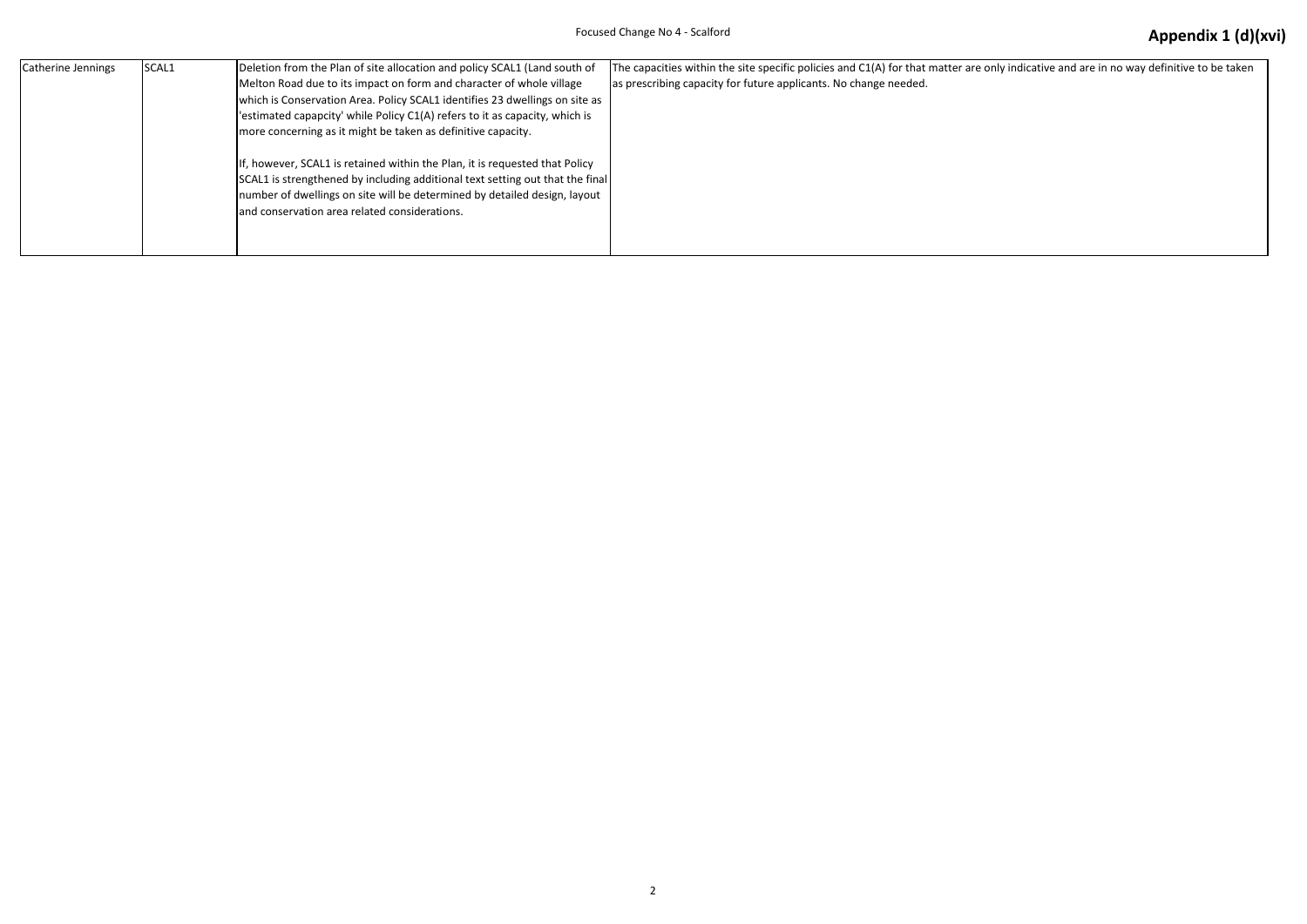| | | | |
|---|---|---|---|
| Catherine Jennings | SCAL1 | Deletion from the Plan of site allocation and policy SCAL1 (Land south of Melton Road due to its impact on form and character of whole village which is Conservation Area. Policy SCAL1 identifies 23 dwellings on site as 'estimated capapcity' while Policy C1(A) refers to it as capacity, which is more concerning as it might be taken as definitive capacity.<br><br>If, however, SCAL1 is retained within the Plan, it is requested that Policy SCAL1 is strengthened by including additional text setting out that the final number of dwellings on site will be determined by detailed design, layout and conservation area related considerations. | The capacities within the site specific policies and C1(A) for that matter are only indicative and are in no way definitive to be taken as prescribing capacity for future applicants. No change needed. |